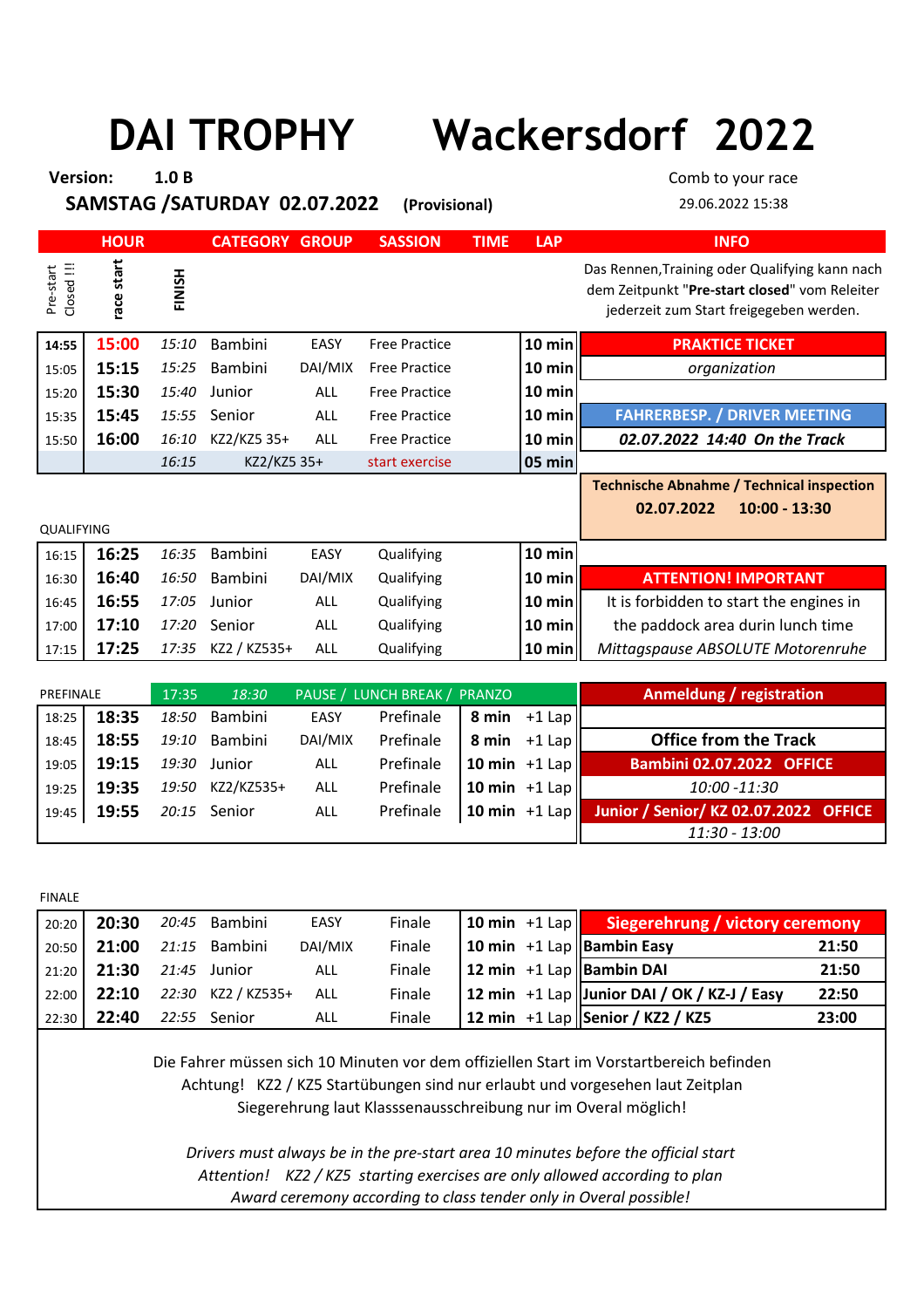# DAI TROPHY Wackersdorf 2022

**Version: 1.0 B**

Comb to your race

**SAMSTAG /SATURDAY 02.07.2022** **(Provisional)**

29.06.2022 15:38

| Pre-start Closed !!! | race start | FINISH | CATEGORY | GROUP | SASSION | TIME | LAP |
|---|---|---|---|---|---|---|---|
| 14:55 | **15:00** | *15:10* | Bambini | EASY | Free Practice | **10 min** | |
| 15:05 | **15:15** | *15:25* | Bambini | DAI/MIX | Free Practice | **10 min** | |
| 15:20 | **15:30** | *15:40* | Junior | ALL | Free Practice | **10 min** | |
| 15:35 | **15:45** | *15:55* | Senior | ALL | Free Practice | **10 min** | |
| 15:50 | **16:00** | *16:10* | KZ2/KZ5 35+ | ALL | Free Practice | **10 min** | |
| | | *16:15* | KZ2/KZ5 35+ | | start exercise | **05 min** | |
| QUALIFYING | | | | | | | |
| 16:15 | **16:25** | *16:35* | Bambini | EASY | Qualifying | **10 min** | |
| 16:30 | **16:40** | *16:50* | Bambini | DAI/MIX | Qualifying | **10 min** | |
| 16:45 | **16:55** | *17:05* | Junior | ALL | Qualifying | **10 min** | |
| 17:00 | **17:10** | *17:20* | Senior | ALL | Qualifying | **10 min** | |
| 17:15 | **17:25** | *17:35* | KZ2 / KZ535+ | ALL | Qualifying | **10 min** | |
| PREFINALE | 17:35 | *18:30* | PAUSE / LUNCH BREAK / PRANZO | | | | |
| 18:25 | **18:35** | *18:50* | Bambini | EASY | Prefinale | **8 min** | +1 Lap |
| 18:45 | **18:55** | *19:10* | Bambini | DAI/MIX | Prefinale | **8 min** | +1 Lap |
| 19:05 | **19:15** | *19:30* | Junior | ALL | Prefinale | **10 min** | +1 Lap |
| 19:25 | **19:35** | *19:50* | KZ2/KZ535+ | ALL | Prefinale | **10 min** | +1 Lap |
| 19:45 | **19:55** | *20:15* | Senior | ALL | Prefinale | **10 min** | +1 Lap |
| FINALE | | | | | | | |
| 20:20 | **20:30** | *20:45* | Bambini | EASY | Finale | **10 min** | +1 Lap |
| 20:50 | **21:00** | *21:15* | Bambini | DAI/MIX | Finale | **10 min** | +1 Lap |
| 21:20 | **21:30** | *21:45* | Junior | ALL | Finale | **12 min** | +1 Lap |
| 22:00 | **22:10** | *22:30* | KZ2 / KZ535+ | ALL | Finale | **12 min** | +1 Lap |
| 22:30 | **22:40** | *22:55* | Senior | ALL | Finale | **12 min** | +1 Lap |

## INFO

Das Rennen,Training oder Qualifying kann nach dem Zeitpunkt "**Pre-start closed**" vom Releiter jederzeit zum Start freigegeben werden.

**PRAKTICE TICKET**

*organization*

**FAHRERBESP. / DRIVER MEETING**

***02.07.2022 14:40 On the Track***

**Technische Abnahme / Technical inspection**

**02.07.2022 10:00 - 13:30**

**ATTENTION! IMPORTANT**

It is forbidden to start the engines in the paddock area durin lunch time

*Mittagspause ABSOLUTE Motorenruhe*

**Anmeldung / registration**

**Office from the Track**

**Bambini 02.07.2022 OFFICE**

*10:00 -11:30*

**Junior / Senior/ KZ 02.07.2022 OFFICE**

*11:30 - 13:00*

**Siegerehrung / victory ceremony**

| | |
|---|---|
| **Bambin Easy** | **21:50** |
| **Bambin DAI** | **21:50** |
| **Junior DAI / OK / KZ-J / Easy** | **22:50** |
| **Senior / KZ2 / KZ5** | **23:00** |

Die Fahrer müssen sich 10 Minuten vor dem offiziellen Start im Vorstartbereich befinden
Achtung! KZ2 / KZ5 Startübungen sind nur erlaubt und vorgesehen laut Zeitplan
Siegerehrung laut Klasssenausschreibung nur im Overal möglich!

*Drivers must always be in the pre-start area 10 minutes before the official start*
*Attention! KZ2 / KZ5 starting exercises are only allowed according to plan*
*Award ceremony according to class tender only in Overal possible!*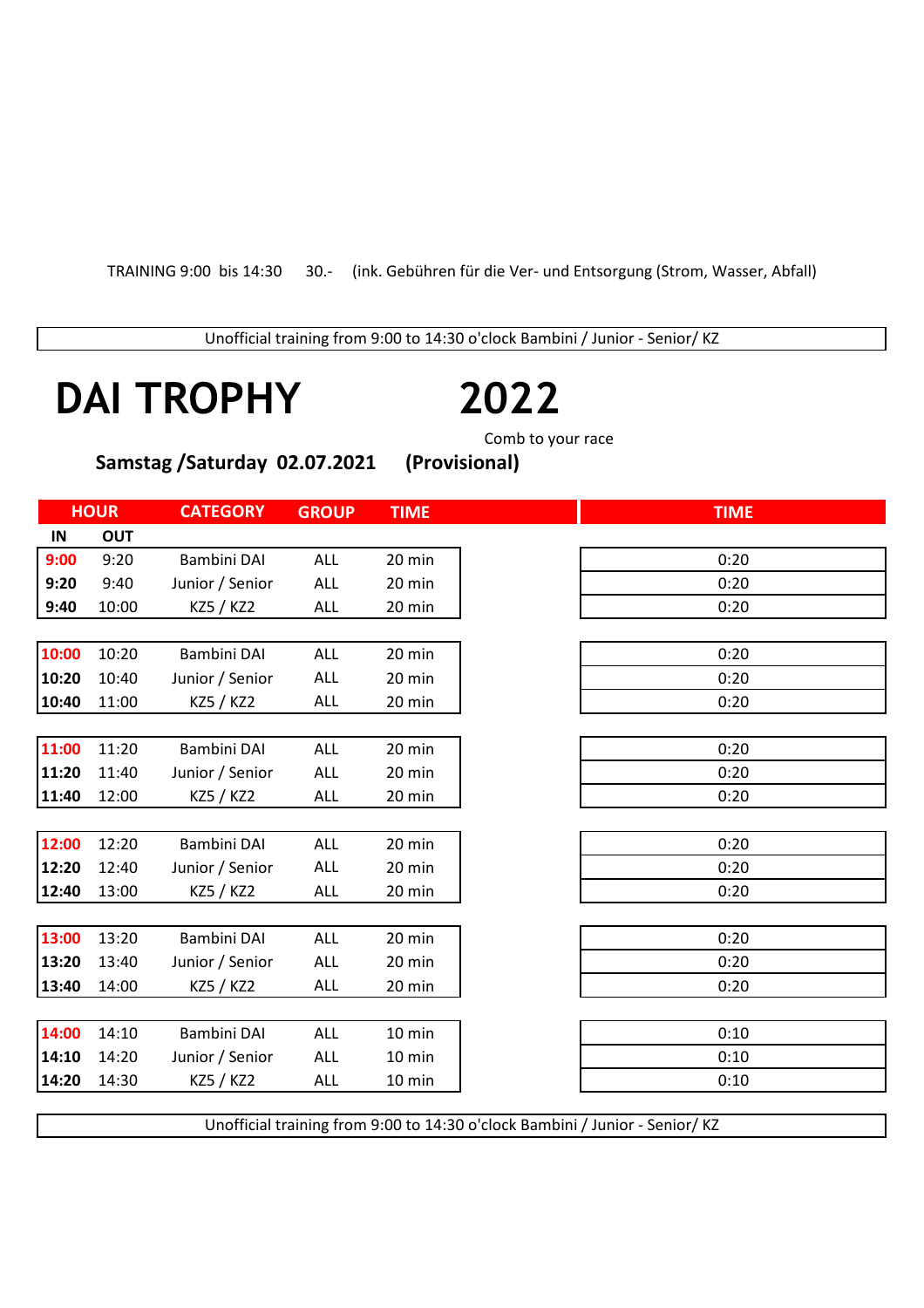TRAINING 9:00 bis 14:30 30.- (ink. Gebühren für die Ver- und Entsorgung (Strom, Wasser, Abfall)

Unofficial training from 9:00 to 14:30 o'clock Bambini / Junior - Senior/ KZ

# DAI TROPHY 2022

Comb to your race

**Samstag /Saturday 02.07.2021 (Provisional)**

| HOUR | | CATEGORY | GROUP | TIME | TIME |
|---|---|---|---|---|---|
| IN | OUT | | | | |
| 9:00 | 9:20 | Bambini DAI | ALL | 20 min | 0:20 |
| 9:20 | 9:40 | Junior / Senior | ALL | 20 min | 0:20 |
| 9:40 | 10:00 | KZ5 / KZ2 | ALL | 20 min | 0:20 |
| 10:00 | 10:20 | Bambini DAI | ALL | 20 min | 0:20 |
| 10:20 | 10:40 | Junior / Senior | ALL | 20 min | 0:20 |
| 10:40 | 11:00 | KZ5 / KZ2 | ALL | 20 min | 0:20 |
| 11:00 | 11:20 | Bambini DAI | ALL | 20 min | 0:20 |
| 11:20 | 11:40 | Junior / Senior | ALL | 20 min | 0:20 |
| 11:40 | 12:00 | KZ5 / KZ2 | ALL | 20 min | 0:20 |
| 12:00 | 12:20 | Bambini DAI | ALL | 20 min | 0:20 |
| 12:20 | 12:40 | Junior / Senior | ALL | 20 min | 0:20 |
| 12:40 | 13:00 | KZ5 / KZ2 | ALL | 20 min | 0:20 |
| 13:00 | 13:20 | Bambini DAI | ALL | 20 min | 0:20 |
| 13:20 | 13:40 | Junior / Senior | ALL | 20 min | 0:20 |
| 13:40 | 14:00 | KZ5 / KZ2 | ALL | 20 min | 0:20 |
| 14:00 | 14:10 | Bambini DAI | ALL | 10 min | 0:10 |
| 14:10 | 14:20 | Junior / Senior | ALL | 10 min | 0:10 |
| 14:20 | 14:30 | KZ5 / KZ2 | ALL | 10 min | 0:10 |

Unofficial training from 9:00 to 14:30 o'clock Bambini / Junior - Senior/ KZ